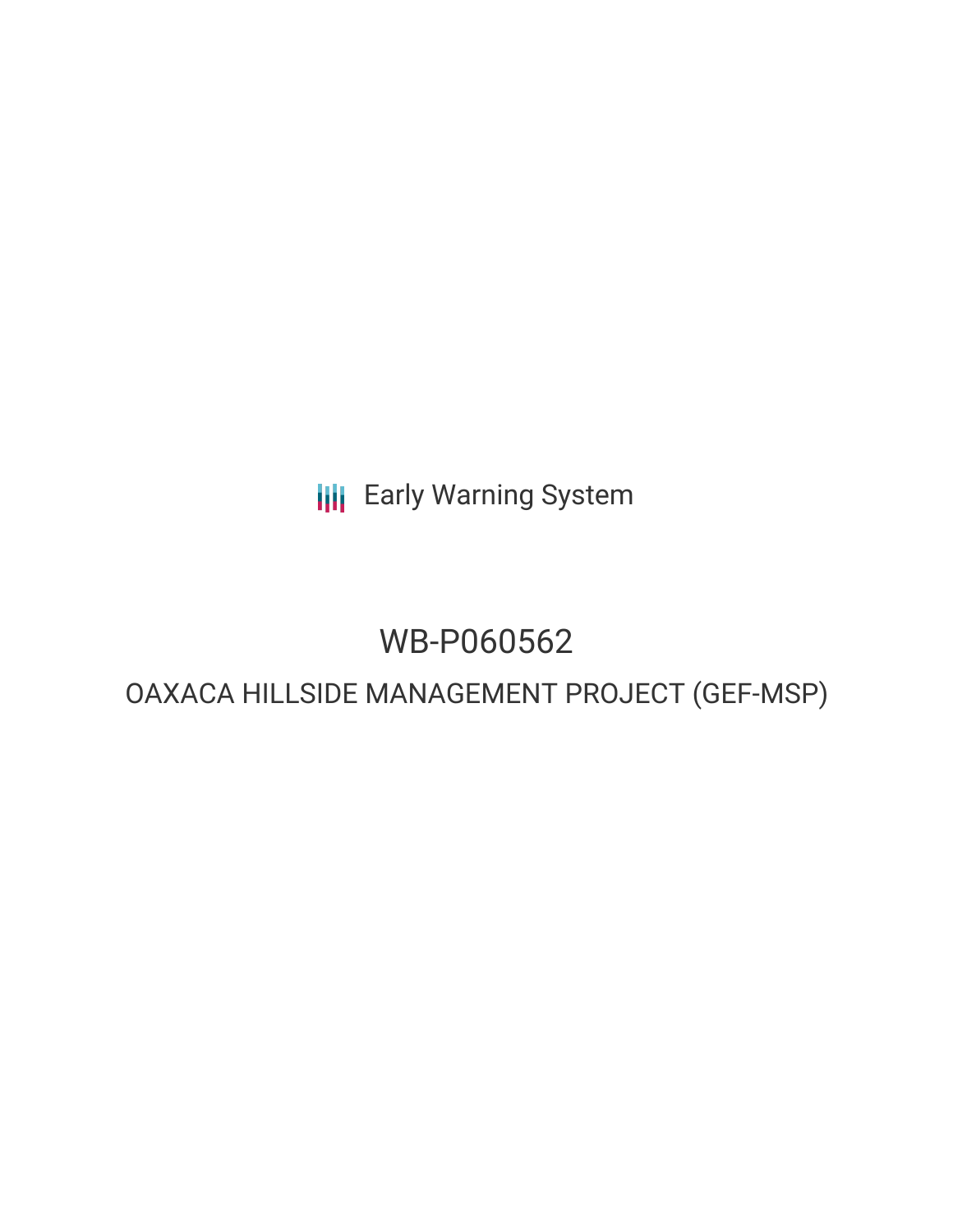Early Warning System

# WB-P060562

## OAXACA HILLSIDE MANAGEMENT PROJECT (GEF-MSP)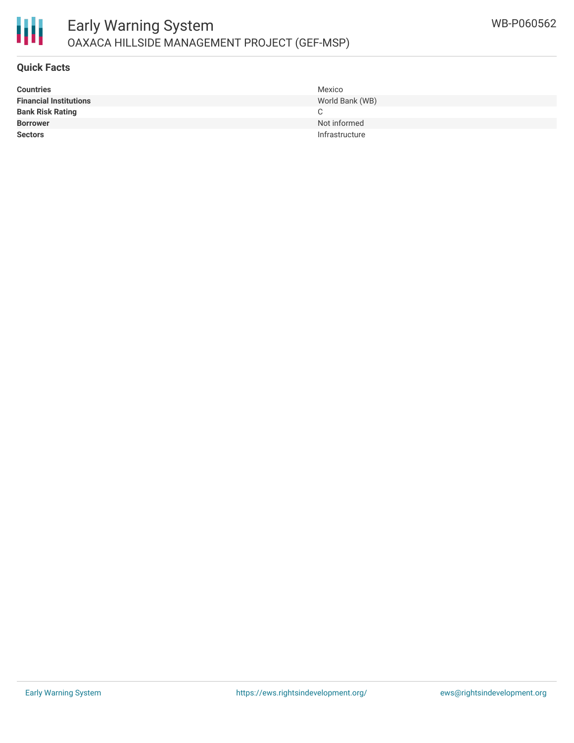# Early Warning System

OAXACA HILLSIDE MANAGEMENT PROJECT (GEF-MSP)

WB-P060562

## Quick Facts

| | |
|---|---|
| **Countries** | Mexico |
| **Financial Institutions** | World Bank (WB) |
| **Bank Risk Rating** | C |
| **Borrower** | Not informed |
| **Sectors** | Infrastructure |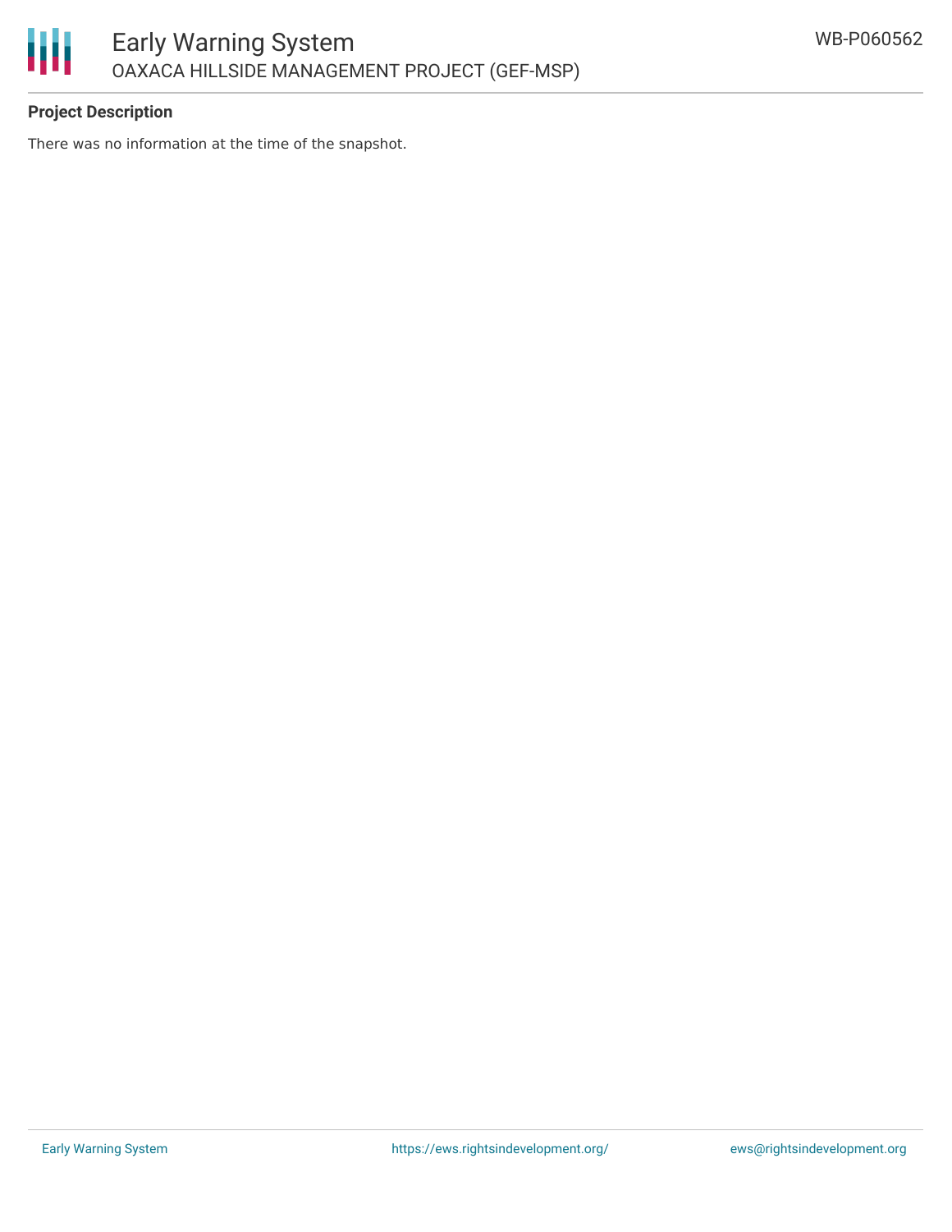**Project Description**

There was no information at the time of the snapshot.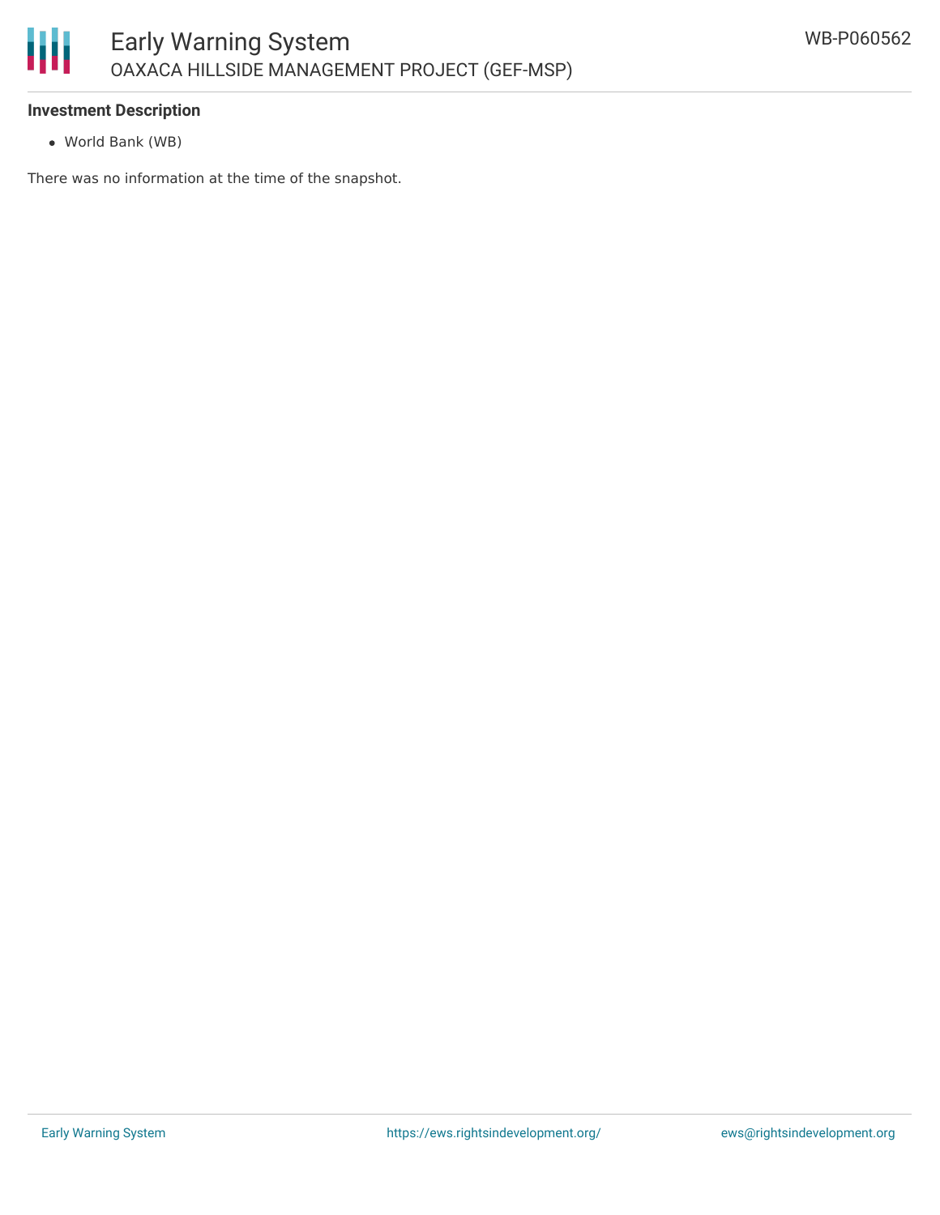**Investment Description**

- World Bank (WB)

There was no information at the time of the snapshot.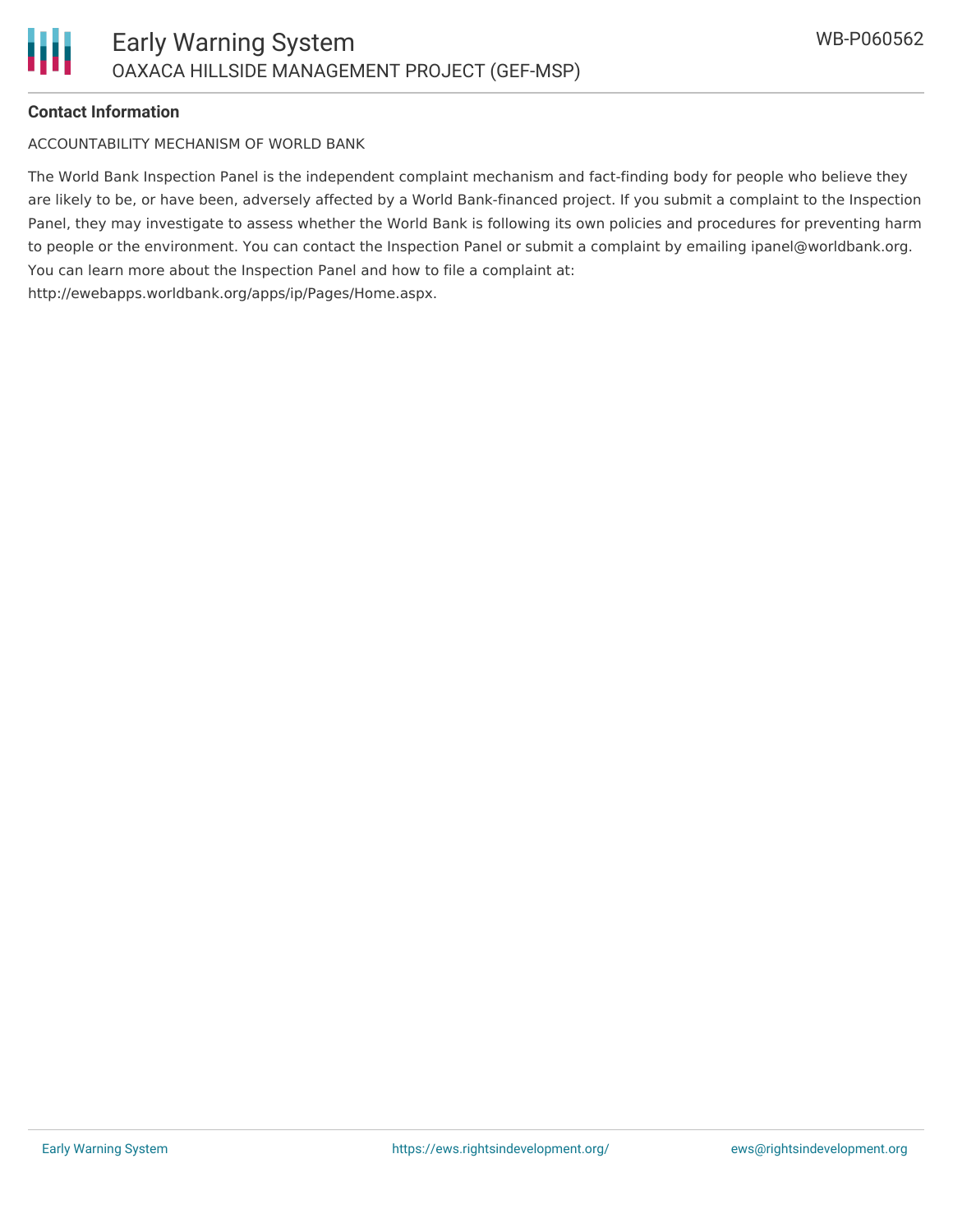**Contact Information**

ACCOUNTABILITY MECHANISM OF WORLD BANK

The World Bank Inspection Panel is the independent complaint mechanism and fact-finding body for people who believe they are likely to be, or have been, adversely affected by a World Bank-financed project. If you submit a complaint to the Inspection Panel, they may investigate to assess whether the World Bank is following its own policies and procedures for preventing harm to people or the environment. You can contact the Inspection Panel or submit a complaint by emailing ipanel@worldbank.org. You can learn more about the Inspection Panel and how to file a complaint at: http://ewebapps.worldbank.org/apps/ip/Pages/Home.aspx.